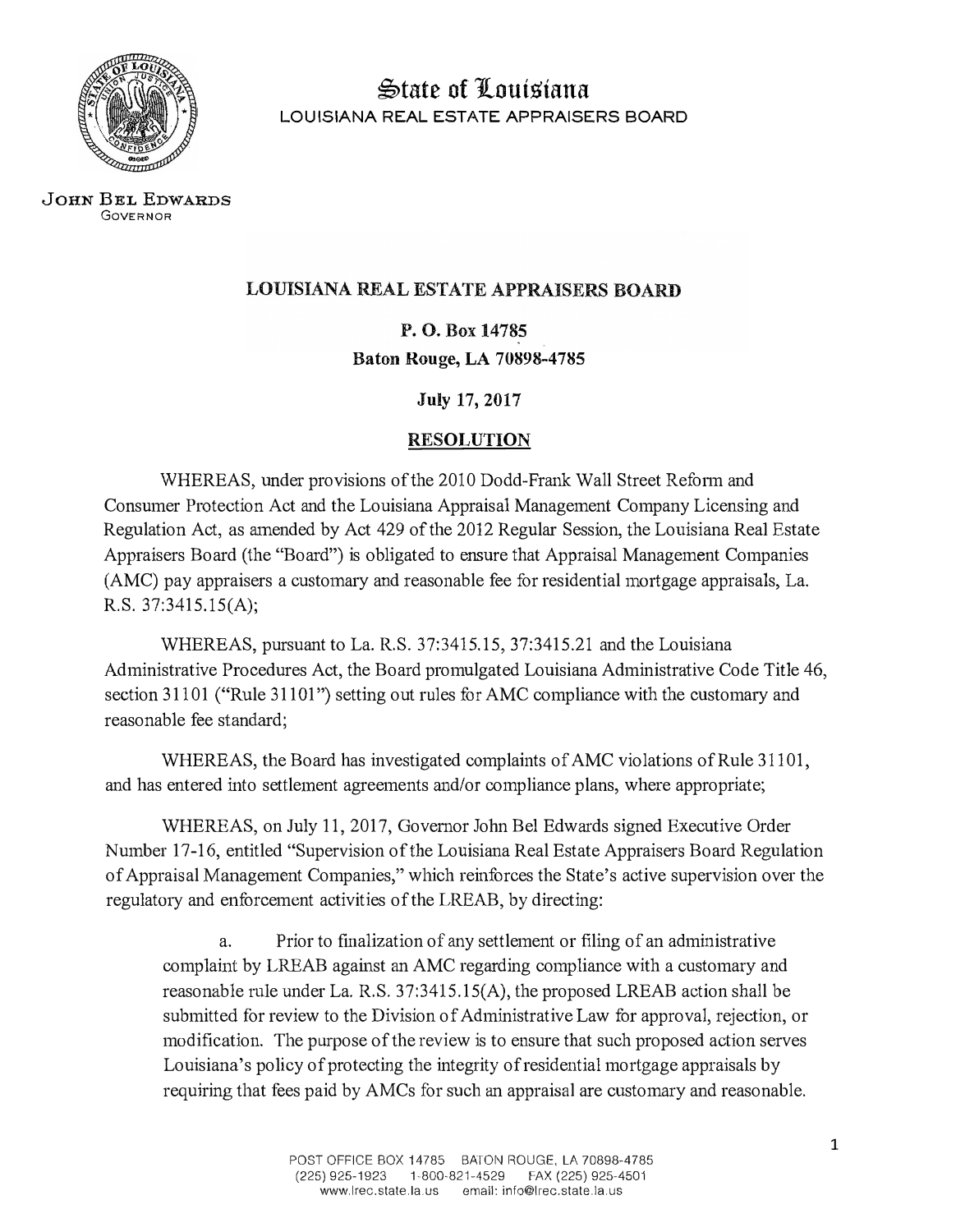# State of Louisiana

LOUISIANA REAL ESTATE APPRAISERS BOARD

JOHN BEL EDWARDS
GOVERNOR

**LOUISIANA REAL ESTATE APPRAISERS BOARD**

**P. O. Box 14785**

**Baton Rouge, LA 70898-4785**

**July 17, 2017**

## RESOLUTION

WHEREAS, under provisions of the 2010 Dodd-Frank Wall Street Reform and Consumer Protection Act and the Louisiana Appraisal Management Company Licensing and Regulation Act, as amended by Act 429 of the 2012 Regular Session, the Louisiana Real Estate Appraisers Board (the "Board") is obligated to ensure that Appraisal Management Companies (AMC) pay appraisers a customary and reasonable fee for residential mortgage appraisals, La. R.S. 37:3415.15(A);

WHEREAS, pursuant to La. R.S. 37:3415.15, 37:3415.21 and the Louisiana Administrative Procedures Act, the Board promulgated Louisiana Administrative Code Title 46, section 31101 ("Rule 31101") setting out rules for AMC compliance with the customary and reasonable fee standard;

WHEREAS, the Board has investigated complaints of AMC violations of Rule 31101, and has entered into settlement agreements and/or compliance plans, where appropriate;

WHEREAS, on July 11, 2017, Governor John Bel Edwards signed Executive Order Number 17-16, entitled "Supervision of the Louisiana Real Estate Appraisers Board Regulation of Appraisal Management Companies," which reinforces the State's active supervision over the regulatory and enforcement activities of the LREAB, by directing:

a. Prior to finalization of any settlement or filing of an administrative complaint by LREAB against an AMC regarding compliance with a customary and reasonable rule under La. R.S. 37:3415.15(A), the proposed LREAB action shall be submitted for review to the Division of Administrative Law for approval, rejection, or modification. The purpose of the review is to ensure that such proposed action serves Louisiana's policy of protecting the integrity of residential mortgage appraisals by requiring that fees paid by AMCs for such an appraisal are customary and reasonable.

POST OFFICE BOX 14785 BATON ROUGE, LA 70898-4785
(225) 925-1923 1-800-821-4529 FAX (225) 925-4501
www.lrec.state.la.us email: info@lrec.state.la.us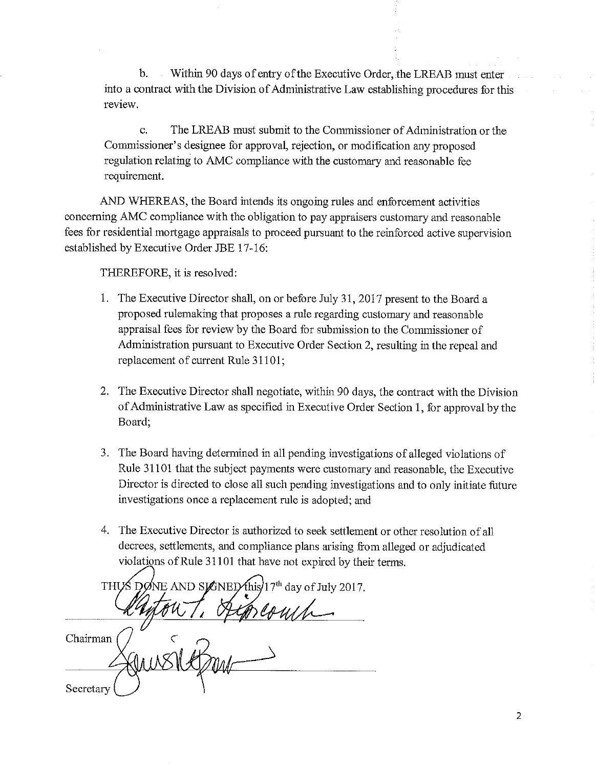b. Within 90 days of entry of the Executive Order, the LREAB must enter into a contract with the Division of Administrative Law establishing procedures for this review.

c. The LREAB must submit to the Commissioner of Administration or the Commissioner's designee for approval, rejection, or modification any proposed regulation relating to AMC compliance with the customary and reasonable fee requirement.

AND WHEREAS, the Board intends its ongoing rules and enforcement activities concerning AMC compliance with the obligation to pay appraisers customary and reasonable fees for residential mortgage appraisals to proceed pursuant to the reinforced active supervision established by Executive Order JBE 17-16:

THEREFORE, it is resolved:

1. The Executive Director shall, on or before July 31, 2017 present to the Board a proposed rulemaking that proposes a rule regarding customary and reasonable appraisal fees for review by the Board for submission to the Commissioner of Administration pursuant to Executive Order Section 2, resulting in the repeal and replacement of current Rule 31101;

2. The Executive Director shall negotiate, within 90 days, the contract with the Division of Administrative Law as specified in Executive Order Section 1, for approval by the Board;

3. The Board having determined in all pending investigations of alleged violations of Rule 31101 that the subject payments were customary and reasonable, the Executive Director is directed to close all such pending investigations and to only initiate future investigations once a replacement rule is adopted; and

4. The Executive Director is authorized to seek settlement or other resolution of all decrees, settlements, and compliance plans arising from alleged or adjudicated violations of Rule 31101 that have not expired by their terms.

THUS DONE AND SIGNED this 17th day of July 2017.

Chairman

Secretary